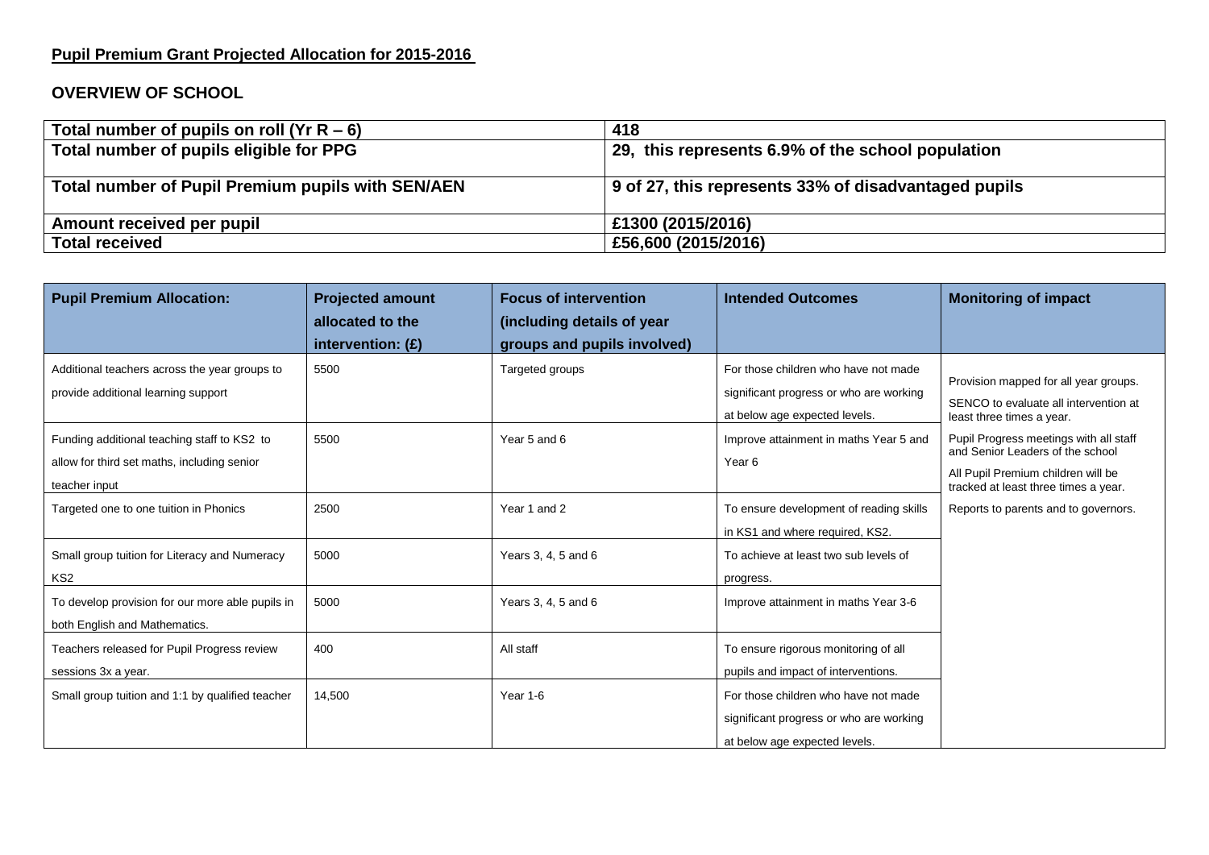## Pupil Premium Grant Projected Allocation for 2015-2016

## OVERVIEW OF SCHOOL

| Total number of pupils on roll (Yr R – 6) | 418 |
|---|---|
| Total number of pupils eligible for PPG | 29, this represents 6.9% of the school population |
| Total number of Pupil Premium pupils with SEN/AEN | 9 of 27, this represents 33% of disadvantaged pupils |
| Amount received per pupil | £1300 (2015/2016) |
| Total received | £56,600 (2015/2016) |

| Pupil Premium Allocation: | Projected amount allocated to the intervention: (£) | Focus of intervention (including details of year groups and pupils involved) | Intended Outcomes | Monitoring of impact |
|---|---|---|---|---|
| Additional teachers across the year groups to provide additional learning support | 5500 | Targeted groups | For those children who have not made significant progress or who are working at below age expected levels. | Provision mapped for all year groups. SENCO to evaluate all intervention at least three times a year. Pupil Progress meetings with all staff and Senior Leaders of the school. All Pupil Premium children will be tracked at least three times a year. Reports to parents and to governors. |
| Funding additional teaching staff to KS2 to allow for third set maths, including senior teacher input | 5500 | Year 5 and 6 | Improve attainment in maths Year 5 and Year 6 | |
| Targeted one to one tuition in Phonics | 2500 | Year 1 and 2 | To ensure development of reading skills in KS1 and where required, KS2. | |
| Small group tuition for Literacy and Numeracy KS2 | 5000 | Years 3, 4, 5 and 6 | To achieve at least two sub levels of progress. | |
| To develop provision for our more able pupils in both English and Mathematics. | 5000 | Years 3, 4, 5 and 6 | Improve attainment in maths Year 3-6 | |
| Teachers released for Pupil Progress review sessions 3x a year. | 400 | All staff | To ensure rigorous monitoring of all pupils and impact of interventions. | |
| Small group tuition and 1:1 by qualified teacher | 14,500 | Year 1-6 | For those children who have not made significant progress or who are working at below age expected levels. | |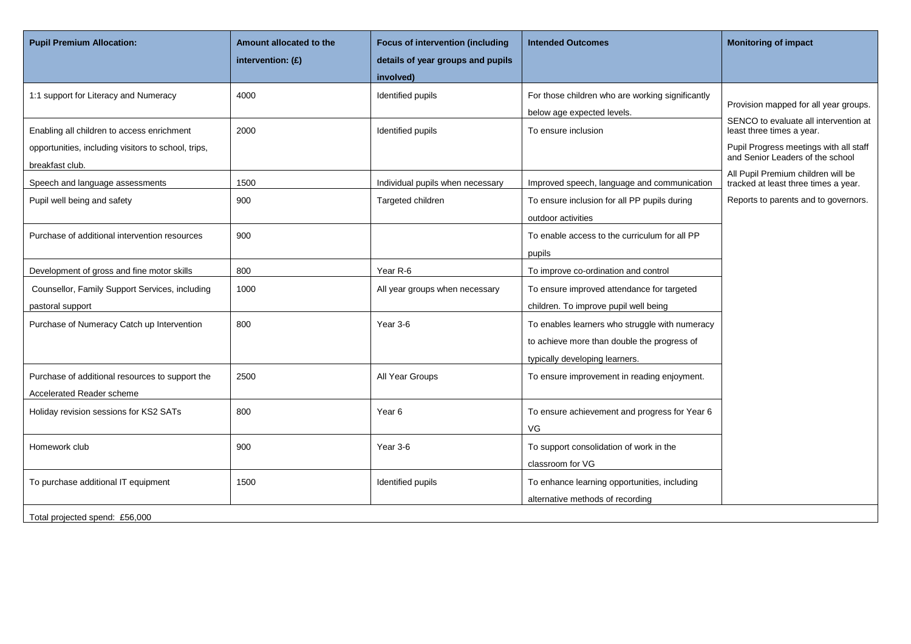| Pupil Premium Allocation: | Amount allocated to the intervention: (£) | Focus of intervention (including details of year groups and pupils involved) | Intended Outcomes | Monitoring of impact |
|---|---|---|---|---|
| 1:1 support for Literacy and Numeracy | 4000 | Identified pupils | For those children who are working significantly below age expected levels. | Provision mapped for all year groups. SENCO to evaluate all intervention at least three times a year. Pupil Progress meetings with all staff and Senior Leaders of the school All Pupil Premium children will be tracked at least three times a year. Reports to parents and to governors. |
| Enabling all children to access enrichment opportunities, including visitors to school, trips, breakfast club. | 2000 | Identified pupils | To ensure inclusion | |
| Speech and language assessments | 1500 | Individual pupils when necessary | Improved speech, language and communication | |
| Pupil well being and safety | 900 | Targeted children | To ensure inclusion for all PP pupils during outdoor activities | |
| Purchase of additional intervention resources | 900 | | To enable access to the curriculum for all PP pupils | |
| Development of gross and fine motor skills | 800 | Year R-6 | To improve co-ordination and control | |
| Counsellor, Family Support Services, including pastoral support | 1000 | All year groups when necessary | To ensure improved attendance for targeted children. To improve pupil well being | |
| Purchase of Numeracy Catch up Intervention | 800 | Year 3-6 | To enables learners who struggle with numeracy to achieve more than double the progress of typically developing learners. | |
| Purchase of additional resources to support the Accelerated Reader scheme | 2500 | All Year Groups | To ensure improvement in reading enjoyment. | |
| Holiday revision sessions for KS2 SATs | 800 | Year 6 | To ensure achievement and progress for Year 6 VG | |
| Homework club | 900 | Year 3-6 | To support consolidation of work in the classroom for VG | |
| To purchase additional IT equipment | 1500 | Identified pupils | To enhance learning opportunities, including alternative methods of recording | |
| Total projected spend: £56,000 | | | | |